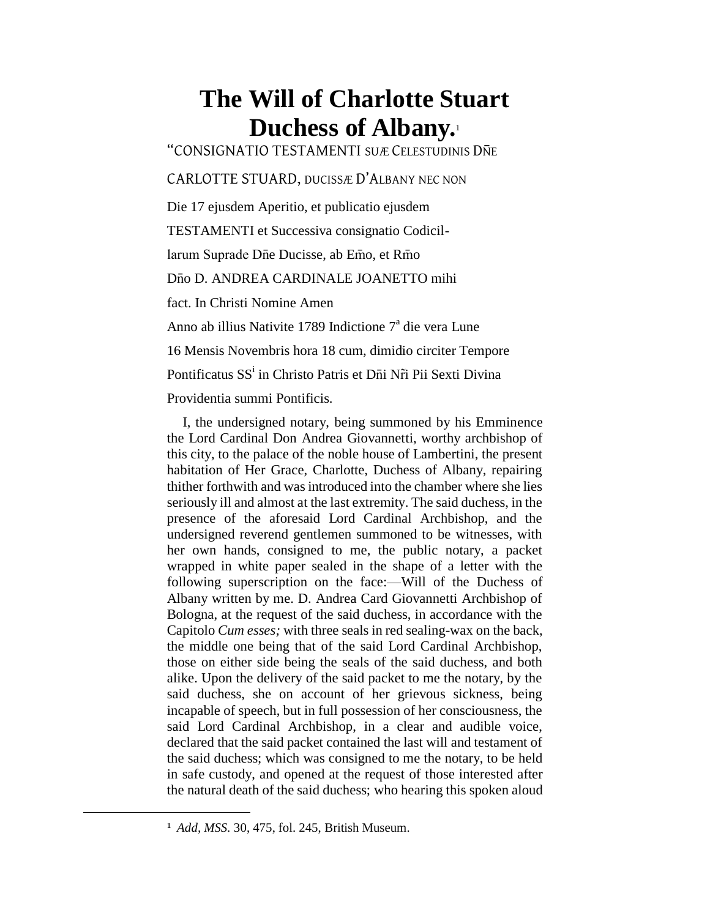# The Will of Charlotte Stuart Duchess of Albany.[1]

"CONSIGNATIO TESTAMENTI SUÆ CELESTUDINIS DÑE

CARLOTTE STUARD, DUCISSÆ D'ALBANY NEC NON

Die 17 ejusdem Aperitio, et publicatio ejusdem

TESTAMENTI et Successiva consignatio Codicil-

larum Suprade Dñe Ducisse, ab Em̃o, et Rm̃o

Dño D. ANDREA CARDINALE JOANETTO mihi

fact. In Christi Nomine Amen

Anno ab illius Nativite 1789 Indictione 7[a] die vera Lune

16 Mensis Novembris hora 18 cum, dimidio circiter Tempore

Pontificatus SS[i] in Christo Patris et Dñi Nr̃i Pii Sexti Divina

Providentia summi Pontificis.

I, the undersigned notary, being summoned by his Emminence the Lord Cardinal Don Andrea Giovannetti, worthy archbishop of this city, to the palace of the noble house of Lambertini, the present habitation of Her Grace, Charlotte, Duchess of Albany, repairing thither forthwith and was introduced into the chamber where she lies seriously ill and almost at the last extremity. The said duchess, in the presence of the aforesaid Lord Cardinal Archbishop, and the undersigned reverend gentlemen summoned to be witnesses, with her own hands, consigned to me, the public notary, a packet wrapped in white paper sealed in the shape of a letter with the following superscription on the face:—Will of the Duchess of Albany written by me. D. Andrea Card Giovannetti Archbishop of Bologna, at the request of the said duchess, in accordance with the Capitolo *Cum esses;* with three seals in red sealing-wax on the back, the middle one being that of the said Lord Cardinal Archbishop, those on either side being the seals of the said duchess, and both alike. Upon the delivery of the said packet to me the notary, by the said duchess, she on account of her grievous sickness, being incapable of speech, but in full possession of her consciousness, the said Lord Cardinal Archbishop, in a clear and audible voice, declared that the said packet contained the last will and testament of the said duchess; which was consigned to me the notary, to be held in safe custody, and opened at the request of those interested after the natural death of the said duchess; who hearing this spoken aloud

---

[1] *Add, MSS.* 30, 475, fol. 245, British Museum.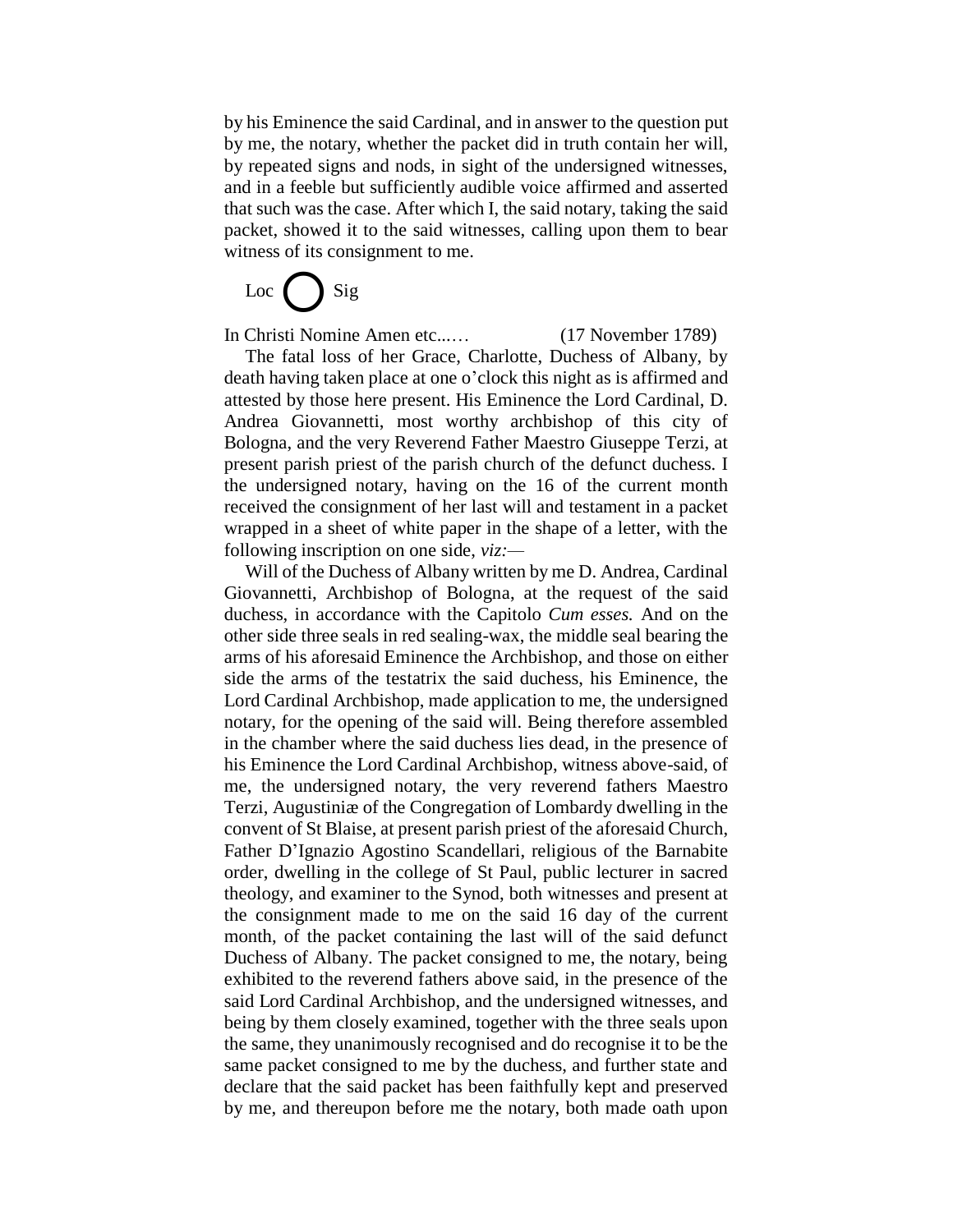by his Eminence the said Cardinal, and in answer to the question put by me, the notary, whether the packet did in truth contain her will, by repeated signs and nods, in sight of the undersigned witnesses, and in a feeble but sufficiently audible voice affirmed and asserted that such was the case. After which I, the said notary, taking the said packet, showed it to the said witnesses, calling upon them to bear witness of its consignment to me.

Loc ◯ Sig

In Christi Nomine Amen etc...… (17 November 1789)

The fatal loss of her Grace, Charlotte, Duchess of Albany, by death having taken place at one o'clock this night as is affirmed and attested by those here present. His Eminence the Lord Cardinal, D. Andrea Giovannetti, most worthy archbishop of this city of Bologna, and the very Reverend Father Maestro Giuseppe Terzi, at present parish priest of the parish church of the defunct duchess. I the undersigned notary, having on the 16 of the current month received the consignment of her last will and testament in a packet wrapped in a sheet of white paper in the shape of a letter, with the following inscription on one side, *viz:*—

Will of the Duchess of Albany written by me D. Andrea, Cardinal Giovannetti, Archbishop of Bologna, at the request of the said duchess, in accordance with the Capitolo *Cum esses.* And on the other side three seals in red sealing-wax, the middle seal bearing the arms of his aforesaid Eminence the Archbishop, and those on either side the arms of the testatrix the said duchess, his Eminence, the Lord Cardinal Archbishop, made application to me, the undersigned notary, for the opening of the said will. Being therefore assembled in the chamber where the said duchess lies dead, in the presence of his Eminence the Lord Cardinal Archbishop, witness above-said, of me, the undersigned notary, the very reverend fathers Maestro Terzi, Augustiniæ of the Congregation of Lombardy dwelling in the convent of St Blaise, at present parish priest of the aforesaid Church, Father D'Ignazio Agostino Scandellari, religious of the Barnabite order, dwelling in the college of St Paul, public lecturer in sacred theology, and examiner to the Synod, both witnesses and present at the consignment made to me on the said 16 day of the current month, of the packet containing the last will of the said defunct Duchess of Albany. The packet consigned to me, the notary, being exhibited to the reverend fathers above said, in the presence of the said Lord Cardinal Archbishop, and the undersigned witnesses, and being by them closely examined, together with the three seals upon the same, they unanimously recognised and do recognise it to be the same packet consigned to me by the duchess, and further state and declare that the said packet has been faithfully kept and preserved by me, and thereupon before me the notary, both made oath upon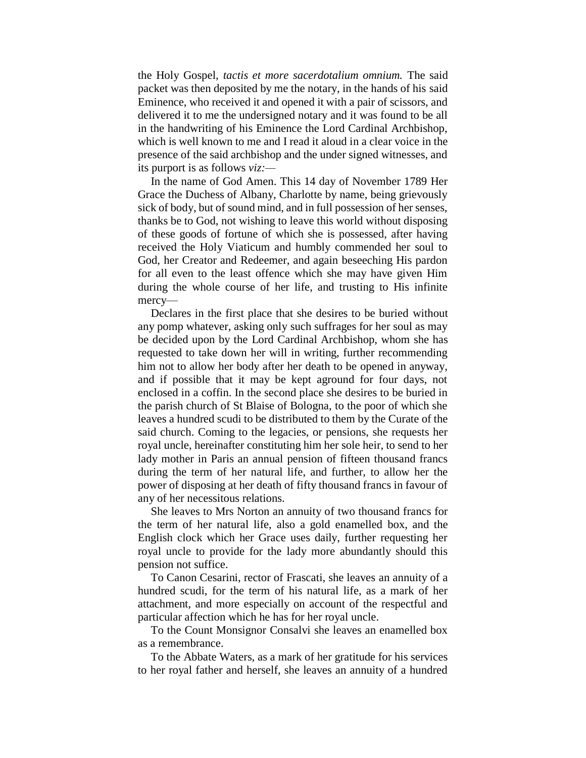the Holy Gospel, *tactis et more sacerdotalium omnium.* The said packet was then deposited by me the notary, in the hands of his said Eminence, who received it and opened it with a pair of scissors, and delivered it to me the undersigned notary and it was found to be all in the handwriting of his Eminence the Lord Cardinal Archbishop, which is well known to me and I read it aloud in a clear voice in the presence of the said archbishop and the under signed witnesses, and its purport is as follows *viz:*—

In the name of God Amen. This 14 day of November 1789 Her Grace the Duchess of Albany, Charlotte by name, being grievously sick of body, but of sound mind, and in full possession of her senses, thanks be to God, not wishing to leave this world without disposing of these goods of fortune of which she is possessed, after having received the Holy Viaticum and humbly commended her soul to God, her Creator and Redeemer, and again beseeching His pardon for all even to the least offence which she may have given Him during the whole course of her life, and trusting to His infinite mercy—

Declares in the first place that she desires to be buried without any pomp whatever, asking only such suffrages for her soul as may be decided upon by the Lord Cardinal Archbishop, whom she has requested to take down her will in writing, further recommending him not to allow her body after her death to be opened in anyway, and if possible that it may be kept aground for four days, not enclosed in a coffin. In the second place she desires to be buried in the parish church of St Blaise of Bologna, to the poor of which she leaves a hundred scudi to be distributed to them by the Curate of the said church. Coming to the legacies, or pensions, she requests her royal uncle, hereinafter constituting him her sole heir, to send to her lady mother in Paris an annual pension of fifteen thousand francs during the term of her natural life, and further, to allow her the power of disposing at her death of fifty thousand francs in favour of any of her necessitous relations.

She leaves to Mrs Norton an annuity of two thousand francs for the term of her natural life, also a gold enamelled box, and the English clock which her Grace uses daily, further requesting her royal uncle to provide for the lady more abundantly should this pension not suffice.

To Canon Cesarini, rector of Frascati, she leaves an annuity of a hundred scudi, for the term of his natural life, as a mark of her attachment, and more especially on account of the respectful and particular affection which he has for her royal uncle.

To the Count Monsignor Consalvi she leaves an enamelled box as a remembrance.

To the Abbate Waters, as a mark of her gratitude for his services to her royal father and herself, she leaves an annuity of a hundred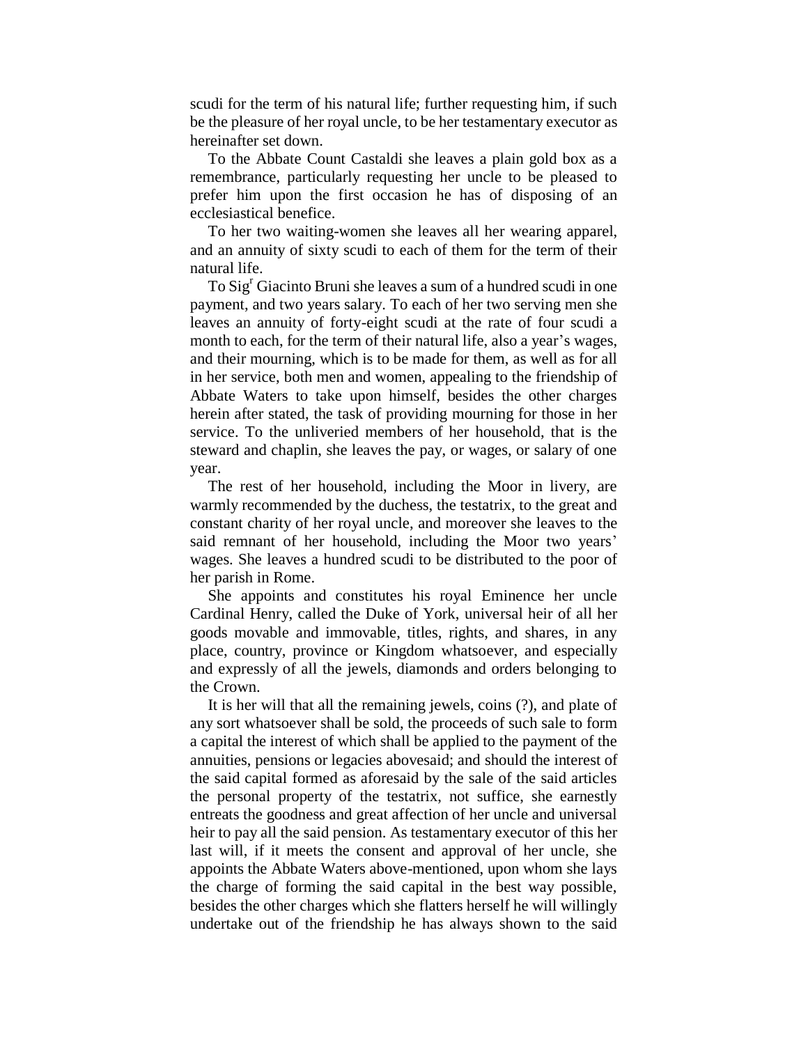scudi for the term of his natural life; further requesting him, if such be the pleasure of her royal uncle, to be her testamentary executor as hereinafter set down.

To the Abbate Count Castaldi she leaves a plain gold box as a remembrance, particularly requesting her uncle to be pleased to prefer him upon the first occasion he has of disposing of an ecclesiastical benefice.

To her two waiting-women she leaves all her wearing apparel, and an annuity of sixty scudi to each of them for the term of their natural life.

To Sig^r Giacinto Bruni she leaves a sum of a hundred scudi in one payment, and two years salary. To each of her two serving men she leaves an annuity of forty-eight scudi at the rate of four scudi a month to each, for the term of their natural life, also a year's wages, and their mourning, which is to be made for them, as well as for all in her service, both men and women, appealing to the friendship of Abbate Waters to take upon himself, besides the other charges herein after stated, the task of providing mourning for those in her service. To the unliveried members of her household, that is the steward and chaplin, she leaves the pay, or wages, or salary of one year.

The rest of her household, including the Moor in livery, are warmly recommended by the duchess, the testatrix, to the great and constant charity of her royal uncle, and moreover she leaves to the said remnant of her household, including the Moor two years' wages. She leaves a hundred scudi to be distributed to the poor of her parish in Rome.

She appoints and constitutes his royal Eminence her uncle Cardinal Henry, called the Duke of York, universal heir of all her goods movable and immovable, titles, rights, and shares, in any place, country, province or Kingdom whatsoever, and especially and expressly of all the jewels, diamonds and orders belonging to the Crown.

It is her will that all the remaining jewels, coins (?), and plate of any sort whatsoever shall be sold, the proceeds of such sale to form a capital the interest of which shall be applied to the payment of the annuities, pensions or legacies abovesaid; and should the interest of the said capital formed as aforesaid by the sale of the said articles the personal property of the testatrix, not suffice, she earnestly entreats the goodness and great affection of her uncle and universal heir to pay all the said pension. As testamentary executor of this her last will, if it meets the consent and approval of her uncle, she appoints the Abbate Waters above-mentioned, upon whom she lays the charge of forming the said capital in the best way possible, besides the other charges which she flatters herself he will willingly undertake out of the friendship he has always shown to the said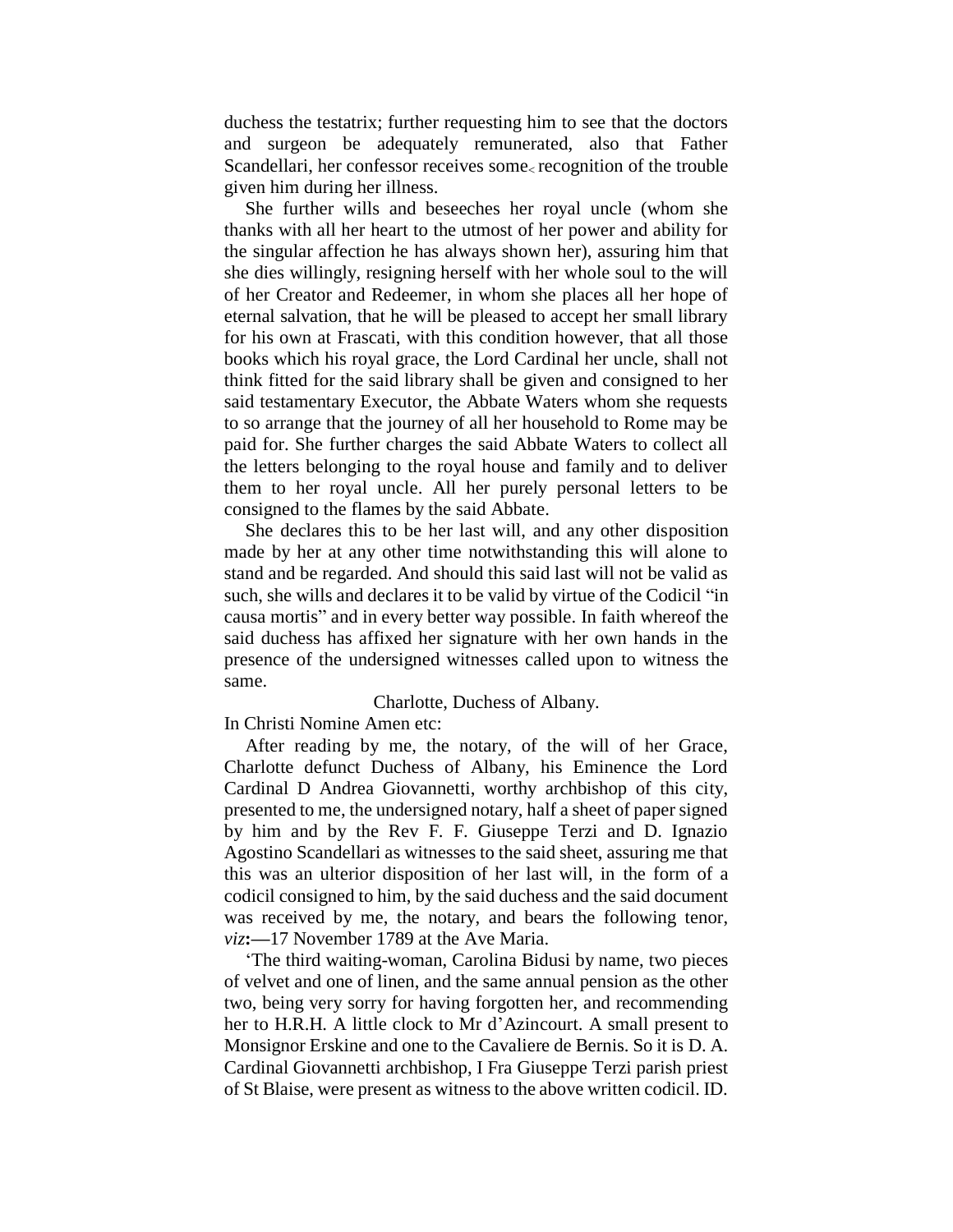duchess the testatrix; further requesting him to see that the doctors and surgeon be adequately remunerated, also that Father Scandellari, her confessor receives some recognition of the trouble given him during her illness.

She further wills and beseeches her royal uncle (whom she thanks with all her heart to the utmost of her power and ability for the singular affection he has always shown her), assuring him that she dies willingly, resigning herself with her whole soul to the will of her Creator and Redeemer, in whom she places all her hope of eternal salvation, that he will be pleased to accept her small library for his own at Frascati, with this condition however, that all those books which his royal grace, the Lord Cardinal her uncle, shall not think fitted for the said library shall be given and consigned to her said testamentary Executor, the Abbate Waters whom she requests to so arrange that the journey of all her household to Rome may be paid for. She further charges the said Abbate Waters to collect all the letters belonging to the royal house and family and to deliver them to her royal uncle. All her purely personal letters to be consigned to the flames by the said Abbate.

She declares this to be her last will, and any other disposition made by her at any other time notwithstanding this will alone to stand and be regarded. And should this said last will not be valid as such, she wills and declares it to be valid by virtue of the Codicil "in causa mortis" and in every better way possible. In faith whereof the said duchess has affixed her signature with her own hands in the presence of the undersigned witnesses called upon to witness the same.

Charlotte, Duchess of Albany.

In Christi Nomine Amen etc:

After reading by me, the notary, of the will of her Grace, Charlotte defunct Duchess of Albany, his Eminence the Lord Cardinal D Andrea Giovannetti, worthy archbishop of this city, presented to me, the undersigned notary, half a sheet of paper signed by him and by the Rev F. F. Giuseppe Terzi and D. Ignazio Agostino Scandellari as witnesses to the said sheet, assuring me that this was an ulterior disposition of her last will, in the form of a codicil consigned to him, by the said duchess and the said document was received by me, the notary, and bears the following tenor, *viz*:—17 November 1789 at the Ave Maria.

'The third waiting-woman, Carolina Bidusi by name, two pieces of velvet and one of linen, and the same annual pension as the other two, being very sorry for having forgotten her, and recommending her to H.R.H. A little clock to Mr d'Azincourt. A small present to Monsignor Erskine and one to the Cavaliere de Bernis. So it is D. A. Cardinal Giovannetti archbishop, I Fra Giuseppe Terzi parish priest of St Blaise, were present as witness to the above written codicil. ID.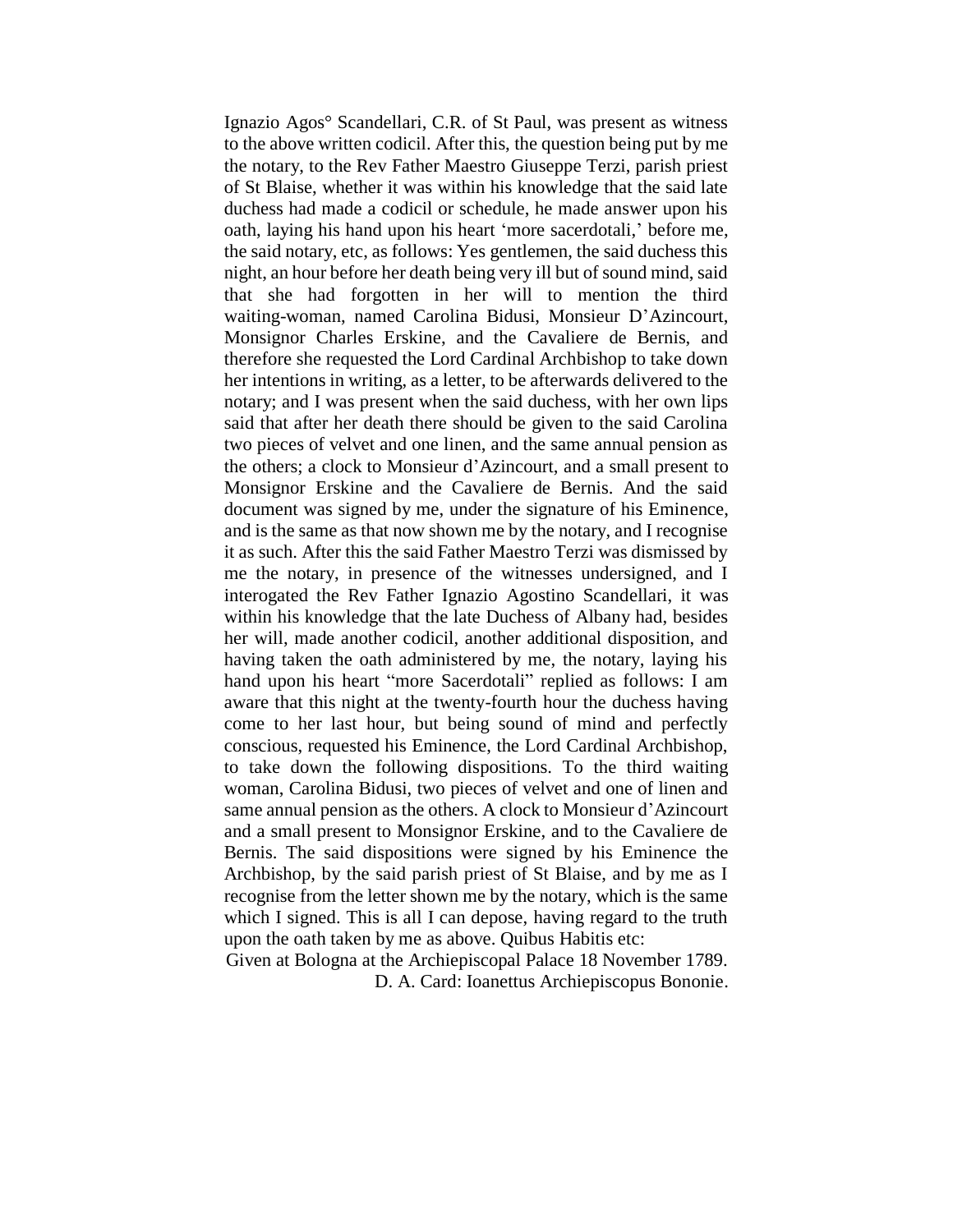Ignazio Agos° Scandellari, C.R. of St Paul, was present as witness to the above written codicil. After this, the question being put by me the notary, to the Rev Father Maestro Giuseppe Terzi, parish priest of St Blaise, whether it was within his knowledge that the said late duchess had made a codicil or schedule, he made answer upon his oath, laying his hand upon his heart 'more sacerdotali,' before me, the said notary, etc, as follows: Yes gentlemen, the said duchess this night, an hour before her death being very ill but of sound mind, said that she had forgotten in her will to mention the third waiting-woman, named Carolina Bidusi, Monsieur D'Azincourt, Monsignor Charles Erskine, and the Cavaliere de Bernis, and therefore she requested the Lord Cardinal Archbishop to take down her intentions in writing, as a letter, to be afterwards delivered to the notary; and I was present when the said duchess, with her own lips said that after her death there should be given to the said Carolina two pieces of velvet and one linen, and the same annual pension as the others; a clock to Monsieur d'Azincourt, and a small present to Monsignor Erskine and the Cavaliere de Bernis. And the said document was signed by me, under the signature of his Eminence, and is the same as that now shown me by the notary, and I recognise it as such. After this the said Father Maestro Terzi was dismissed by me the notary, in presence of the witnesses undersigned, and I interogated the Rev Father Ignazio Agostino Scandellari, it was within his knowledge that the late Duchess of Albany had, besides her will, made another codicil, another additional disposition, and having taken the oath administered by me, the notary, laying his hand upon his heart "more Sacerdotali" replied as follows: I am aware that this night at the twenty-fourth hour the duchess having come to her last hour, but being sound of mind and perfectly conscious, requested his Eminence, the Lord Cardinal Archbishop, to take down the following dispositions. To the third waiting woman, Carolina Bidusi, two pieces of velvet and one of linen and same annual pension as the others. A clock to Monsieur d'Azincourt and a small present to Monsignor Erskine, and to the Cavaliere de Bernis. The said dispositions were signed by his Eminence the Archbishop, by the said parish priest of St Blaise, and by me as I recognise from the letter shown me by the notary, which is the same which I signed. This is all I can depose, having regard to the truth upon the oath taken by me as above. Quibus Habitis etc:

Given at Bologna at the Archiepiscopal Palace 18 November 1789.

D. A. Card: Ioanettus Archiepiscopus Bononie.